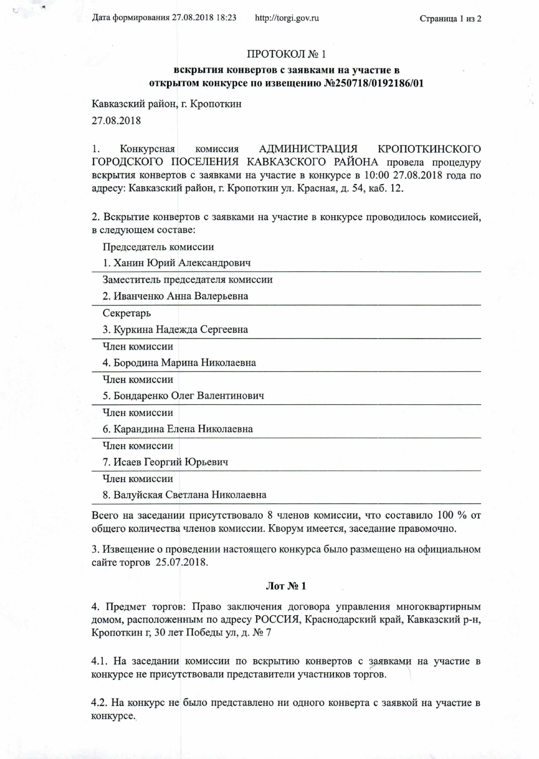# ПРОТОКОЛ № 1

## вскрытия конвертов с заявками на участие в открытом конкурсе по извещению №250718/0192186/01

Кавказский район, г. Кропоткин

27.08.2018

1. Конкурсная комиссия АДМИНИСТРАЦИЯ КРОПОТКИНСКОГО ГОРОДСКОГО ПОСЕЛЕНИЯ КАВКАЗСКОГО РАЙОНА провела процедуру вскрытия конвертов с заявками на участие в конкурсе в 10:00 27.08.2018 года по адресу: Кавказский район, г. Кропоткин ул. Красная, д. 54, каб. 12.

2. Вскрытие конвертов с заявками на участие в конкурсе проводилось комиссией, в следующем составе:

Председатель комиссии

1. Ханин Юрий Александрович

Заместитель председателя комиссии

2. Иванченко Анна Валерьевна

Секретарь

3. Куркина Надежда Сергеевна

Член комиссии

4. Бородина Марина Николаевна

Член комиссии

5. Бондаренко Олег Валентинович

Член комиссии

6. Карандина Елена Николаевна

Член комиссии

7. Исаев Георгий Юрьевич

Член комиссии

8. Валуйская Светлана Николаевна

Всего на заседании присутствовало 8 членов комиссии, что составило 100 % от общего количества членов комиссии. Кворум имеется, заседание правомочно.

3. Извещение о проведении настоящего конкурса было размещено на официальном сайте торгов 25.07.2018.

### Лот № 1

4. Предмет торгов: Право заключения договора управления многоквартирным домом, расположенным по адресу РОССИЯ, Краснодарский край, Кавказский р-н, Кропоткин г, 30 лет Победы ул, д. № 7

4.1. На заседании комиссии по вскрытию конвертов с заявками на участие в конкурсе не присутствовали представители участников торгов.

4.2. На конкурс не было представлено ни одного конверта с заявкой на участие в конкурсе.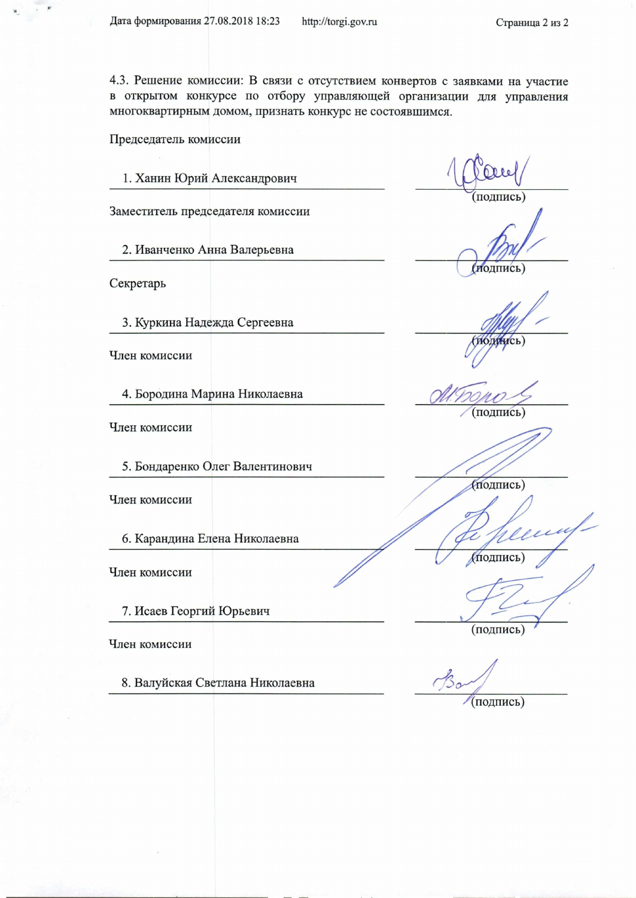4.3. Решение комиссии: В связи с отсутствием конвертов с заявками на участие в открытом конкурсе по отбору управляющей организации для управления многоквартирным домом, признать конкурс не состоявшимся.

Председатель комиссии

1. Ханин Юрий Александрович ______________ (подпись)

Заместитель председателя комиссии

2. Иванченко Анна Валерьевна ______________ (подпись)

Секретарь

3. Куркина Надежда Сергеевна ______________ (подпись)

Член комиссии

4. Бородина Марина Николаевна ______________ (подпись)

Член комиссии

5. Бондаренко Олег Валентинович ______________ (подпись)

Член комиссии

6. Карандина Елена Николаевна ______________ (подпись)

Член комиссии

7. Исаев Георгий Юрьевич ______________ (подпись)

Член комиссии

8. Валуйская Светлана Николаевна ______________ (подпись)